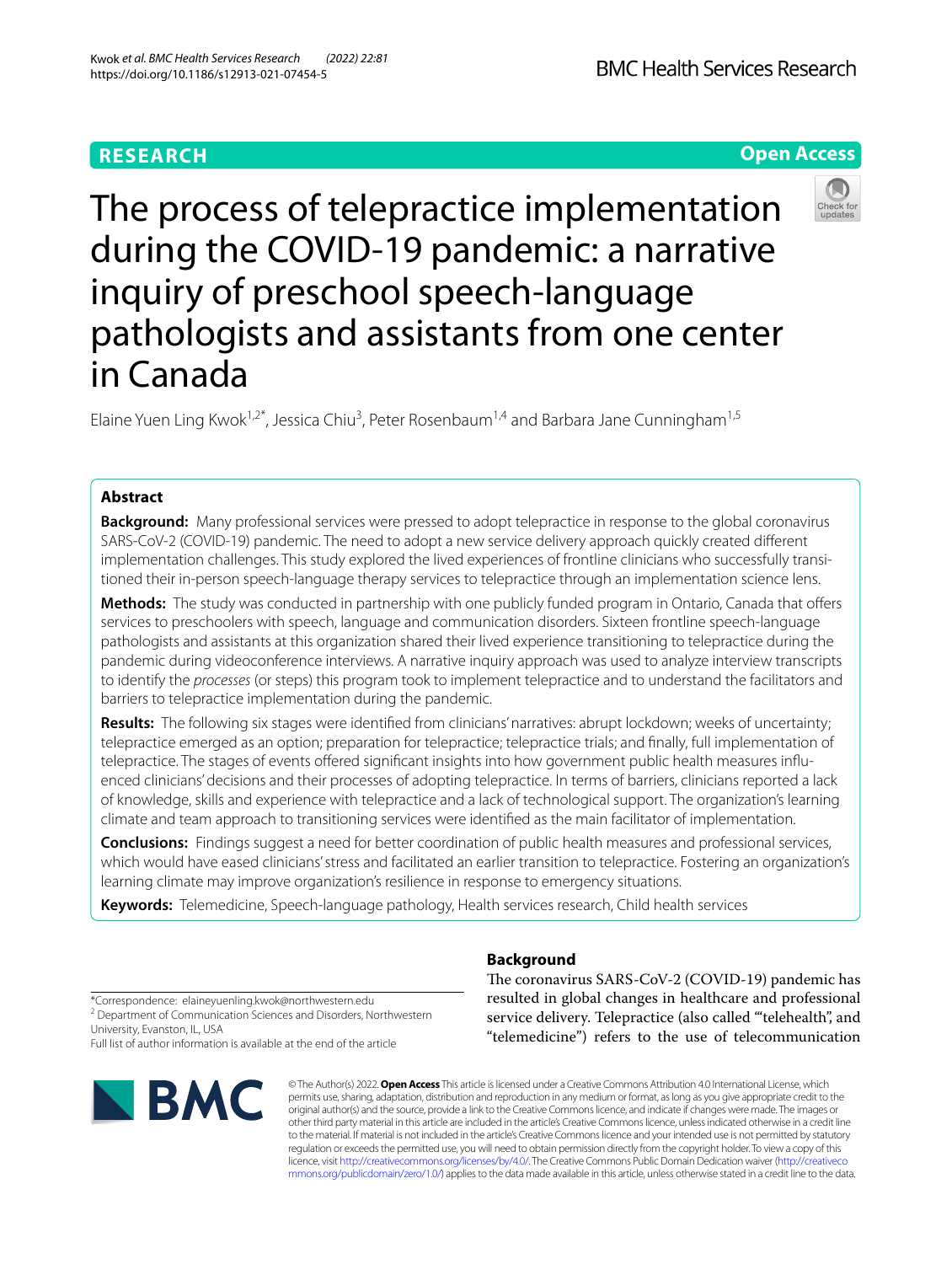RESEARCH

Open Access

# The process of telepractice implementation during the COVID-19 pandemic: a narrative inquiry of preschool speech-language pathologists and assistants from one center in Canada

Elaine Yuen Ling Kwok[1,2*], Jessica Chiu[3], Peter Rosenbaum[1,4] and Barbara Jane Cunningham[1,5]

## Abstract

**Background:** Many professional services were pressed to adopt telepractice in response to the global coronavirus SARS-CoV-2 (COVID-19) pandemic. The need to adopt a new service delivery approach quickly created different implementation challenges. This study explored the lived experiences of frontline clinicians who successfully transitioned their in-person speech-language therapy services to telepractice through an implementation science lens.

**Methods:** The study was conducted in partnership with one publicly funded program in Ontario, Canada that offers services to preschoolers with speech, language and communication disorders. Sixteen frontline speech-language pathologists and assistants at this organization shared their lived experience transitioning to telepractice during the pandemic during videoconference interviews. A narrative inquiry approach was used to analyze interview transcripts to identify the *processes* (or steps) this program took to implement telepractice and to understand the facilitators and barriers to telepractice implementation during the pandemic.

**Results:** The following six stages were identified from clinicians' narratives: abrupt lockdown; weeks of uncertainty; telepractice emerged as an option; preparation for telepractice; telepractice trials; and finally, full implementation of telepractice. The stages of events offered significant insights into how government public health measures influenced clinicians' decisions and their processes of adopting telepractice. In terms of barriers, clinicians reported a lack of knowledge, skills and experience with telepractice and a lack of technological support. The organization's learning climate and team approach to transitioning services were identified as the main facilitator of implementation.

**Conclusions:** Findings suggest a need for better coordination of public health measures and professional services, which would have eased clinicians' stress and facilitated an earlier transition to telepractice. Fostering an organization's learning climate may improve organization's resilience in response to emergency situations.

**Keywords:** Telemedicine, Speech-language pathology, Health services research, Child health services

## Background

The coronavirus SARS-CoV-2 (COVID-19) pandemic has resulted in global changes in healthcare and professional service delivery. Telepractice (also called "telehealth", and "telemedicine") refers to the use of telecommunication

*Correspondence: elaineyuenling.kwok@northwestern.edu
[2] Department of Communication Sciences and Disorders, Northwestern University, Evanston, IL, USA
Full list of author information is available at the end of the article

© The Author(s) 2022. **Open Access** This article is licensed under a Creative Commons Attribution 4.0 International License, which permits use, sharing, adaptation, distribution and reproduction in any medium or format, as long as you give appropriate credit to the original author(s) and the source, provide a link to the Creative Commons licence, and indicate if changes were made. The images or other third party material in this article are included in the article's Creative Commons licence, unless indicated otherwise in a credit line to the material. If material is not included in the article's Creative Commons licence and your intended use is not permitted by statutory regulation or exceeds the permitted use, you will need to obtain permission directly from the copyright holder. To view a copy of this licence, visit http://creativecommons.org/licenses/by/4.0/. The Creative Commons Public Domain Dedication waiver (http://creativecommons.org/publicdomain/zero/1.0/) applies to the data made available in this article, unless otherwise stated in a credit line to the data.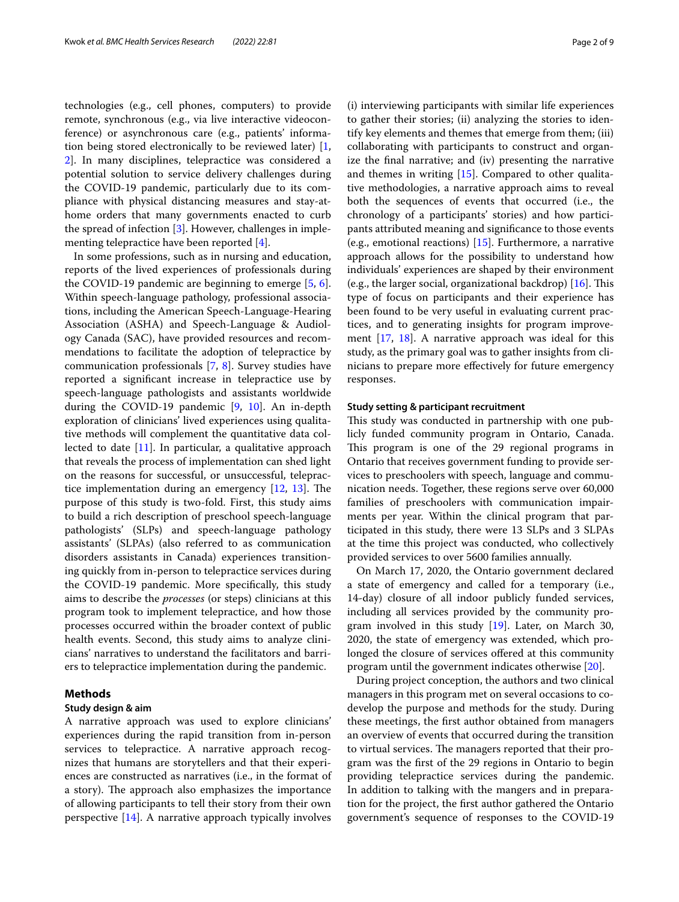technologies (e.g., cell phones, computers) to provide remote, synchronous (e.g., via live interactive videoconference) or asynchronous care (e.g., patients' information being stored electronically to be reviewed later) [1, 2]. In many disciplines, telepractice was considered a potential solution to service delivery challenges during the COVID-19 pandemic, particularly due to its compliance with physical distancing measures and stay-at-home orders that many governments enacted to curb the spread of infection [3]. However, challenges in implementing telepractice have been reported [4].

In some professions, such as in nursing and education, reports of the lived experiences of professionals during the COVID-19 pandemic are beginning to emerge [5, 6]. Within speech-language pathology, professional associations, including the American Speech-Language-Hearing Association (ASHA) and Speech-Language & Audiology Canada (SAC), have provided resources and recommendations to facilitate the adoption of telepractice by communication professionals [7, 8]. Survey studies have reported a significant increase in telepractice use by speech-language pathologists and assistants worldwide during the COVID-19 pandemic [9, 10]. An in-depth exploration of clinicians' lived experiences using qualitative methods will complement the quantitative data collected to date [11]. In particular, a qualitative approach that reveals the process of implementation can shed light on the reasons for successful, or unsuccessful, telepractice implementation during an emergency [12, 13]. The purpose of this study is two-fold. First, this study aims to build a rich description of preschool speech-language pathologists' (SLPs) and speech-language pathology assistants' (SLPAs) (also referred to as communication disorders assistants in Canada) experiences transitioning quickly from in-person to telepractice services during the COVID-19 pandemic. More specifically, this study aims to describe the *processes* (or steps) clinicians at this program took to implement telepractice, and how those processes occurred within the broader context of public health events. Second, this study aims to analyze clinicians' narratives to understand the facilitators and barriers to telepractice implementation during the pandemic.

## Methods

### Study design & aim

A narrative approach was used to explore clinicians' experiences during the rapid transition from in-person services to telepractice. A narrative approach recognizes that humans are storytellers and that their experiences are constructed as narratives (i.e., in the format of a story). The approach also emphasizes the importance of allowing participants to tell their story from their own perspective [14]. A narrative approach typically involves (i) interviewing participants with similar life experiences to gather their stories; (ii) analyzing the stories to identify key elements and themes that emerge from them; (iii) collaborating with participants to construct and organize the final narrative; and (iv) presenting the narrative and themes in writing [15]. Compared to other qualitative methodologies, a narrative approach aims to reveal both the sequences of events that occurred (i.e., the chronology of a participants' stories) and how participants attributed meaning and significance to those events (e.g., emotional reactions) [15]. Furthermore, a narrative approach allows for the possibility to understand how individuals' experiences are shaped by their environment (e.g., the larger social, organizational backdrop) [16]. This type of focus on participants and their experience has been found to be very useful in evaluating current practices, and to generating insights for program improvement [17, 18]. A narrative approach was ideal for this study, as the primary goal was to gather insights from clinicians to prepare more effectively for future emergency responses.

### Study setting & participant recruitment

This study was conducted in partnership with one publicly funded community program in Ontario, Canada. This program is one of the 29 regional programs in Ontario that receives government funding to provide services to preschoolers with speech, language and communication needs. Together, these regions serve over 60,000 families of preschoolers with communication impairments per year. Within the clinical program that participated in this study, there were 13 SLPs and 3 SLPAs at the time this project was conducted, who collectively provided services to over 5600 families annually.

On March 17, 2020, the Ontario government declared a state of emergency and called for a temporary (i.e., 14-day) closure of all indoor publicly funded services, including all services provided by the community program involved in this study [19]. Later, on March 30, 2020, the state of emergency was extended, which prolonged the closure of services offered at this community program until the government indicates otherwise [20].

During project conception, the authors and two clinical managers in this program met on several occasions to co-develop the purpose and methods for the study. During these meetings, the first author obtained from managers an overview of events that occurred during the transition to virtual services. The managers reported that their program was the first of the 29 regions in Ontario to begin providing telepractice services during the pandemic. In addition to talking with the mangers and in preparation for the project, the first author gathered the Ontario government's sequence of responses to the COVID-19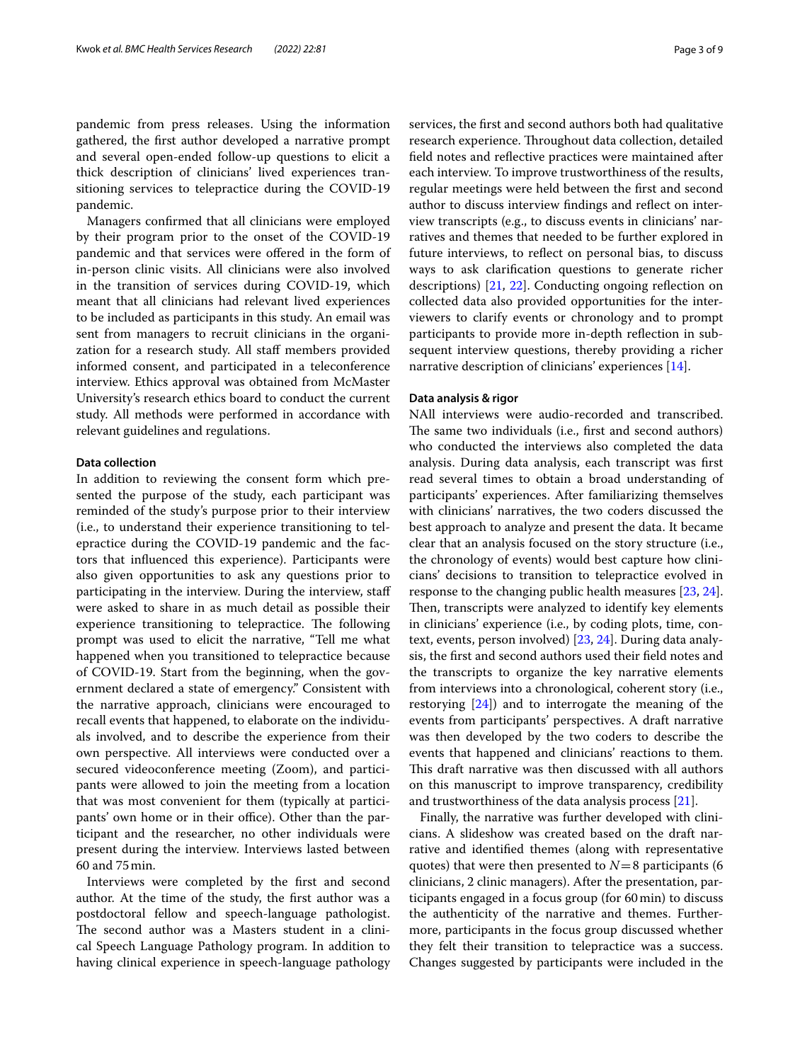pandemic from press releases. Using the information gathered, the first author developed a narrative prompt and several open-ended follow-up questions to elicit a thick description of clinicians' lived experiences transitioning services to telepractice during the COVID-19 pandemic.

Managers confirmed that all clinicians were employed by their program prior to the onset of the COVID-19 pandemic and that services were offered in the form of in-person clinic visits. All clinicians were also involved in the transition of services during COVID-19, which meant that all clinicians had relevant lived experiences to be included as participants in this study. An email was sent from managers to recruit clinicians in the organization for a research study. All staff members provided informed consent, and participated in a teleconference interview. Ethics approval was obtained from McMaster University's research ethics board to conduct the current study. All methods were performed in accordance with relevant guidelines and regulations.

#### Data collection

In addition to reviewing the consent form which presented the purpose of the study, each participant was reminded of the study's purpose prior to their interview (i.e., to understand their experience transitioning to telepractice during the COVID-19 pandemic and the factors that influenced this experience). Participants were also given opportunities to ask any questions prior to participating in the interview. During the interview, staff were asked to share in as much detail as possible their experience transitioning to telepractice. The following prompt was used to elicit the narrative, "Tell me what happened when you transitioned to telepractice because of COVID-19. Start from the beginning, when the government declared a state of emergency." Consistent with the narrative approach, clinicians were encouraged to recall events that happened, to elaborate on the individuals involved, and to describe the experience from their own perspective. All interviews were conducted over a secured videoconference meeting (Zoom), and participants were allowed to join the meeting from a location that was most convenient for them (typically at participants' own home or in their office). Other than the participant and the researcher, no other individuals were present during the interview. Interviews lasted between 60 and 75 min.

Interviews were completed by the first and second author. At the time of the study, the first author was a postdoctoral fellow and speech-language pathologist. The second author was a Masters student in a clinical Speech Language Pathology program. In addition to having clinical experience in speech-language pathology services, the first and second authors both had qualitative research experience. Throughout data collection, detailed field notes and reflective practices were maintained after each interview. To improve trustworthiness of the results, regular meetings were held between the first and second author to discuss interview findings and reflect on interview transcripts (e.g., to discuss events in clinicians' narratives and themes that needed to be further explored in future interviews, to reflect on personal bias, to discuss ways to ask clarification questions to generate richer descriptions) [21, 22]. Conducting ongoing reflection on collected data also provided opportunities for the interviewers to clarify events or chronology and to prompt participants to provide more in-depth reflection in subsequent interview questions, thereby providing a richer narrative description of clinicians' experiences [14].

#### Data analysis & rigor

NAll interviews were audio-recorded and transcribed. The same two individuals (i.e., first and second authors) who conducted the interviews also completed the data analysis. During data analysis, each transcript was first read several times to obtain a broad understanding of participants' experiences. After familiarizing themselves with clinicians' narratives, the two coders discussed the best approach to analyze and present the data. It became clear that an analysis focused on the story structure (i.e., the chronology of events) would best capture how clinicians' decisions to transition to telepractice evolved in response to the changing public health measures [23, 24]. Then, transcripts were analyzed to identify key elements in clinicians' experience (i.e., by coding plots, time, context, events, person involved) [23, 24]. During data analysis, the first and second authors used their field notes and the transcripts to organize the key narrative elements from interviews into a chronological, coherent story (i.e., restorying [24]) and to interrogate the meaning of the events from participants' perspectives. A draft narrative was then developed by the two coders to describe the events that happened and clinicians' reactions to them. This draft narrative was then discussed with all authors on this manuscript to improve transparency, credibility and trustworthiness of the data analysis process [21].

Finally, the narrative was further developed with clinicians. A slideshow was created based on the draft narrative and identified themes (along with representative quotes) that were then presented to $N=8$ participants (6 clinicians, 2 clinic managers). After the presentation, participants engaged in a focus group (for 60 min) to discuss the authenticity of the narrative and themes. Furthermore, participants in the focus group discussed whether they felt their transition to telepractice was a success. Changes suggested by participants were included in the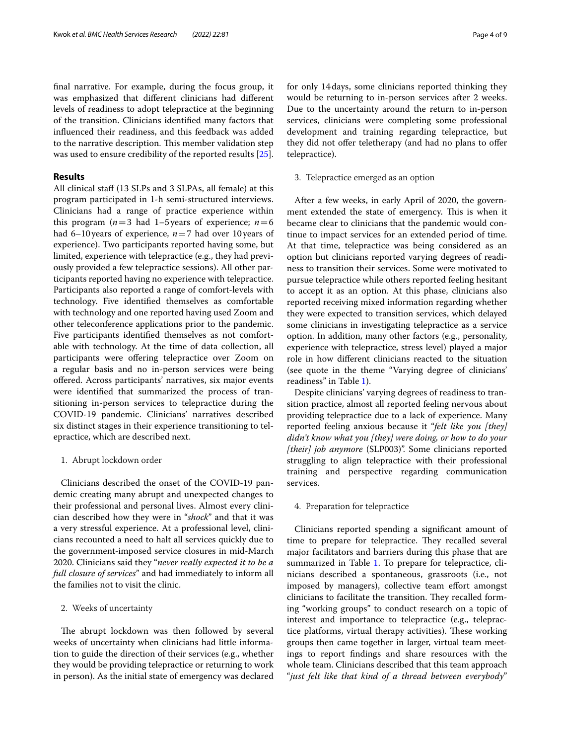final narrative. For example, during the focus group, it was emphasized that different clinicians had different levels of readiness to adopt telepractice at the beginning of the transition. Clinicians identified many factors that influenced their readiness, and this feedback was added to the narrative description. This member validation step was used to ensure credibility of the reported results [25].

## Results

All clinical staff (13 SLPs and 3 SLPAs, all female) at this program participated in 1-h semi-structured interviews. Clinicians had a range of practice experience within this program ($n=3$ had 1–5 years of experience; $n=6$ had 6–10 years of experience, $n=7$ had over 10 years of experience). Two participants reported having some, but limited, experience with telepractice (e.g., they had previously provided a few telepractice sessions). All other participants reported having no experience with telepractice. Participants also reported a range of comfort-levels with technology. Five identified themselves as comfortable with technology and one reported having used Zoom and other teleconference applications prior to the pandemic. Five participants identified themselves as not comfortable with technology. At the time of data collection, all participants were offering telepractice over Zoom on a regular basis and no in-person services were being offered. Across participants' narratives, six major events were identified that summarized the process of transitioning in-person services to telepractice during the COVID-19 pandemic. Clinicians' narratives described six distinct stages in their experience transitioning to telepractice, which are described next.

1. Abrupt lockdown order

Clinicians described the onset of the COVID-19 pandemic creating many abrupt and unexpected changes to their professional and personal lives. Almost every clinician described how they were in "*shock*" and that it was a very stressful experience. At a professional level, clinicians recounted a need to halt all services quickly due to the government-imposed service closures in mid-March 2020. Clinicians said they "*never really expected it to be a full closure of services*" and had immediately to inform all the families not to visit the clinic.

2. Weeks of uncertainty

The abrupt lockdown was then followed by several weeks of uncertainty when clinicians had little information to guide the direction of their services (e.g., whether they would be providing telepractice or returning to work in person). As the initial state of emergency was declared for only 14 days, some clinicians reported thinking they would be returning to in-person services after 2 weeks. Due to the uncertainty around the return to in-person services, clinicians were completing some professional development and training regarding telepractice, but they did not offer teletherapy (and had no plans to offer telepractice).

3. Telepractice emerged as an option

After a few weeks, in early April of 2020, the government extended the state of emergency. This is when it became clear to clinicians that the pandemic would continue to impact services for an extended period of time. At that time, telepractice was being considered as an option but clinicians reported varying degrees of readiness to transition their services. Some were motivated to pursue telepractice while others reported feeling hesitant to accept it as an option. At this phase, clinicians also reported receiving mixed information regarding whether they were expected to transition services, which delayed some clinicians in investigating telepractice as a service option. In addition, many other factors (e.g., personality, experience with telepractice, stress level) played a major role in how different clinicians reacted to the situation (see quote in the theme "Varying degree of clinicians' readiness" in Table 1).

Despite clinicians' varying degrees of readiness to transition practice, almost all reported feeling nervous about providing telepractice due to a lack of experience. Many reported feeling anxious because it "*felt like you [they] didn't know what you [they] were doing, or how to do your [their] job anymore* (SLP003)". Some clinicians reported struggling to align telepractice with their professional training and perspective regarding communication services.

4. Preparation for telepractice

Clinicians reported spending a significant amount of time to prepare for telepractice. They recalled several major facilitators and barriers during this phase that are summarized in Table 1. To prepare for telepractice, clinicians described a spontaneous, grassroots (i.e., not imposed by managers), collective team effort amongst clinicians to facilitate the transition. They recalled forming "working groups" to conduct research on a topic of interest and importance to telepractice (e.g., telepractice platforms, virtual therapy activities). These working groups then came together in larger, virtual team meetings to report findings and share resources with the whole team. Clinicians described that this team approach "*just felt like that kind of a thread between everybody*"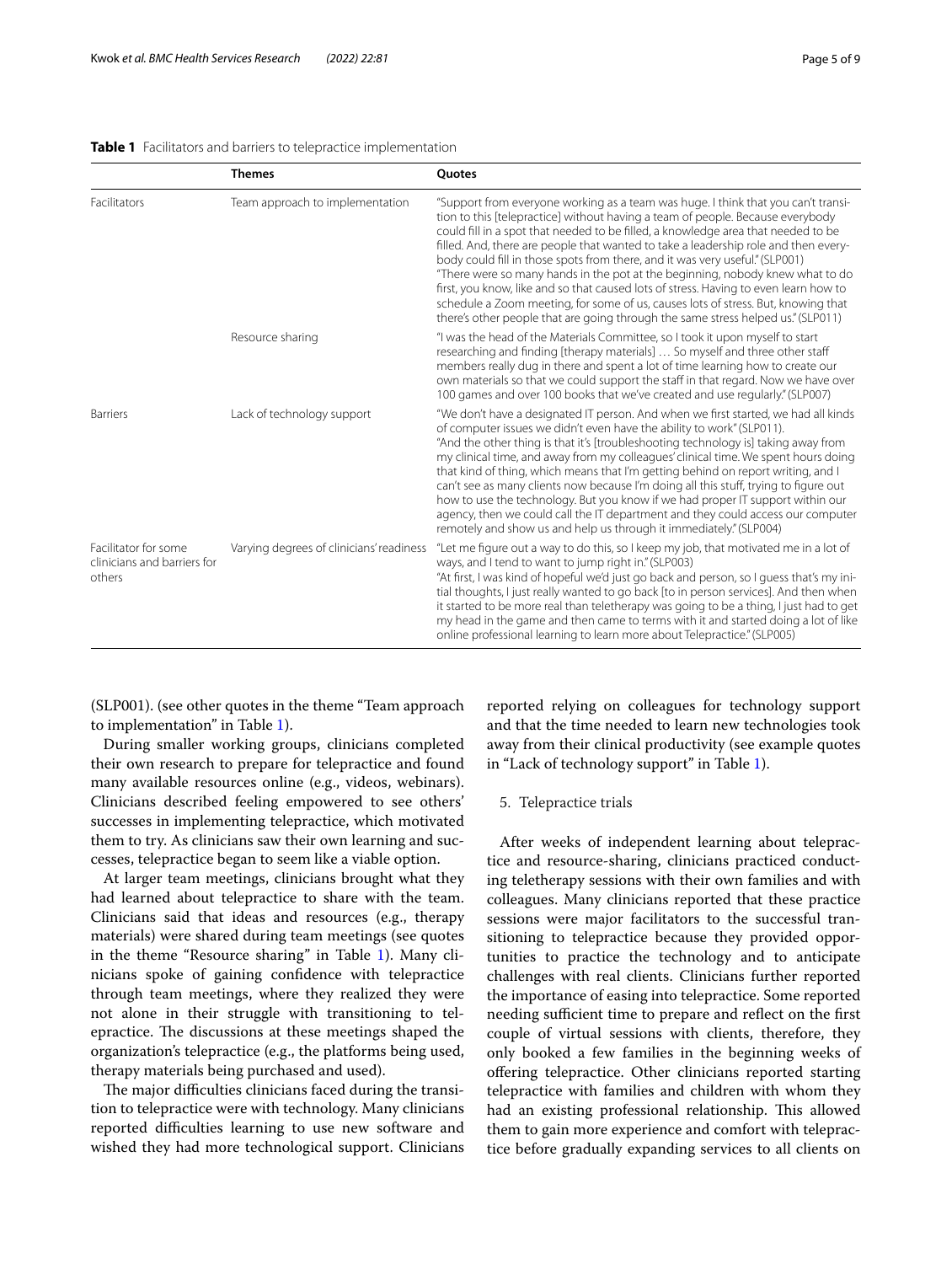**Table 1** Facilitators and barriers to telepractice implementation

| | Themes | Quotes |
|---|---|---|
| Facilitators | Team approach to implementation | "Support from everyone working as a team was huge. I think that you can't transition to this [telepractice] without having a team of people. Because everybody could fill in a spot that needed to be filled, a knowledge area that needed to be filled. And, there are people that wanted to take a leadership role and then everybody could fill in those spots from there, and it was very useful." (SLP001) "There were so many hands in the pot at the beginning, nobody knew what to do first, you know, like and so that caused lots of stress. Having to even learn how to schedule a Zoom meeting, for some of us, causes lots of stress. But, knowing that there's other people that are going through the same stress helped us." (SLP011) |
| | Resource sharing | "I was the head of the Materials Committee, so I took it upon myself to start researching and finding [therapy materials] … So myself and three other staff members really dug in there and spent a lot of time learning how to create our own materials so that we could support the staff in that regard. Now we have over 100 games and over 100 books that we've created and use regularly." (SLP007) |
| Barriers | Lack of technology support | "We don't have a designated IT person. And when we first started, we had all kinds of computer issues we didn't even have the ability to work" (SLP011). "And the other thing is that it's [troubleshooting technology is] taking away from my clinical time, and away from my colleagues' clinical time. We spent hours doing that kind of thing, which means that I'm getting behind on report writing, and I can't see as many clients now because I'm doing all this stuff, trying to figure out how to use the technology. But you know if we had proper IT support within our agency, then we could call the IT department and they could access our computer remotely and show us and help us through it immediately." (SLP004) |
| Facilitator for some clinicians and barriers for others | Varying degrees of clinicians' readiness | "Let me figure out a way to do this, so I keep my job, that motivated me in a lot of ways, and I tend to want to jump right in." (SLP003) "At first, I was kind of hopeful we'd just go back and person, so I guess that's my initial thoughts, I just really wanted to go back [to in person services]. And then when it started to be more real than teletherapy was going to be a thing, I just had to get my head in the game and then came to terms with it and started doing a lot of like online professional learning to learn more about Telepractice." (SLP005) |

(SLP001). (see other quotes in the theme "Team approach to implementation" in Table 1).

During smaller working groups, clinicians completed their own research to prepare for telepractice and found many available resources online (e.g., videos, webinars). Clinicians described feeling empowered to see others' successes in implementing telepractice, which motivated them to try. As clinicians saw their own learning and successes, telepractice began to seem like a viable option.

At larger team meetings, clinicians brought what they had learned about telepractice to share with the team. Clinicians said that ideas and resources (e.g., therapy materials) were shared during team meetings (see quotes in the theme "Resource sharing" in Table 1). Many clinicians spoke of gaining confidence with telepractice through team meetings, where they realized they were not alone in their struggle with transitioning to telepractice. The discussions at these meetings shaped the organization's telepractice (e.g., the platforms being used, therapy materials being purchased and used).

The major difficulties clinicians faced during the transition to telepractice were with technology. Many clinicians reported difficulties learning to use new software and wished they had more technological support. Clinicians reported relying on colleagues for technology support and that the time needed to learn new technologies took away from their clinical productivity (see example quotes in "Lack of technology support" in Table 1).

5. Telepractice trials

After weeks of independent learning about telepractice and resource-sharing, clinicians practiced conducting teletherapy sessions with their own families and with colleagues. Many clinicians reported that these practice sessions were major facilitators to the successful transitioning to telepractice because they provided opportunities to practice the technology and to anticipate challenges with real clients. Clinicians further reported the importance of easing into telepractice. Some reported needing sufficient time to prepare and reflect on the first couple of virtual sessions with clients, therefore, they only booked a few families in the beginning weeks of offering telepractice. Other clinicians reported starting telepractice with families and children with whom they had an existing professional relationship. This allowed them to gain more experience and comfort with telepractice before gradually expanding services to all clients on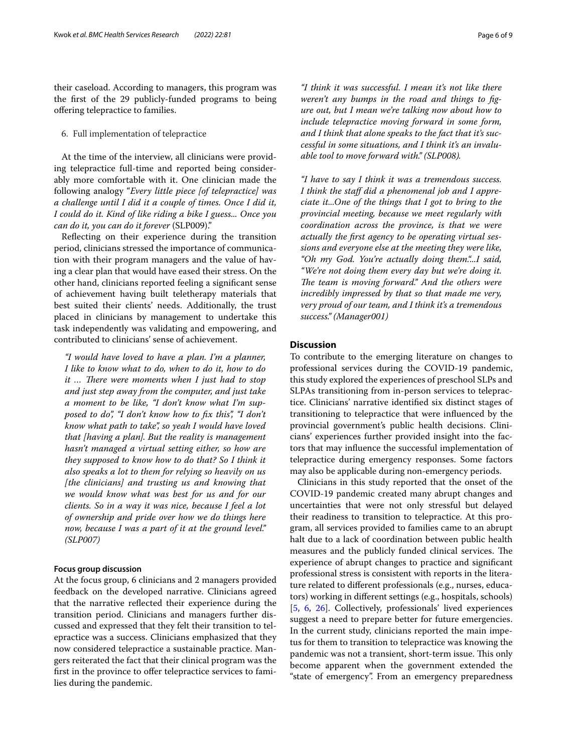their caseload. According to managers, this program was the first of the 29 publicly-funded programs to being offering telepractice to families.

6. Full implementation of telepractice

At the time of the interview, all clinicians were providing telepractice full-time and reported being considerably more comfortable with it. One clinician made the following analogy "*Every little piece [of telepractice] was a challenge until I did it a couple of times. Once I did it, I could do it. Kind of like riding a bike I guess... Once you can do it, you can do it forever* (SLP009)."

Reflecting on their experience during the transition period, clinicians stressed the importance of communication with their program managers and the value of having a clear plan that would have eased their stress. On the other hand, clinicians reported feeling a significant sense of achievement having built teletherapy materials that best suited their clients' needs. Additionally, the trust placed in clinicians by management to undertake this task independently was validating and empowering, and contributed to clinicians' sense of achievement.

> *"I would have loved to have a plan. I'm a planner, I like to know what to do, when to do it, how to do it … There were moments when I just had to stop and just step away from the computer, and just take a moment to be like, "I don't know what I'm supposed to do", "I don't know how to fix this", "I don't know what path to take", so yeah I would have loved that [having a plan]. But the reality is management hasn't managed a virtual setting either, so how are they supposed to know how to do that? So I think it also speaks a lot to them for relying so heavily on us [the clinicians] and trusting us and knowing that we would know what was best for us and for our clients. So in a way it was nice, because I feel a lot of ownership and pride over how we do things here now, because I was a part of it at the ground level." (SLP007)*

#### Focus group discussion

At the focus group, 6 clinicians and 2 managers provided feedback on the developed narrative. Clinicians agreed that the narrative reflected their experience during the transition period. Clinicians and managers further discussed and expressed that they felt their transition to telepractice was a success. Clinicians emphasized that they now considered telepractice a sustainable practice. Mangers reiterated the fact that their clinical program was the first in the province to offer telepractice services to families during the pandemic.

> *"I think it was successful. I mean it's not like there weren't any bumps in the road and things to figure out, but I mean we're talking now about how to include telepractice moving forward in some form, and I think that alone speaks to the fact that it's successful in some situations, and I think it's an invaluable tool to move forward with." (SLP008).*

> *"I have to say I think it was a tremendous success. I think the staff did a phenomenal job and I appreciate it...One of the things that I got to bring to the provincial meeting, because we meet regularly with coordination across the province, is that we were actually the first agency to be operating virtual sessions and everyone else at the meeting they were like, "Oh my God. You're actually doing them."...I said, "We're not doing them every day but we're doing it. The team is moving forward." And the others were incredibly impressed by that so that made me very, very proud of our team, and I think it's a tremendous success." (Manager001)*

## Discussion

To contribute to the emerging literature on changes to professional services during the COVID-19 pandemic, this study explored the experiences of preschool SLPs and SLPAs transitioning from in-person services to telepractice. Clinicians' narrative identified six distinct stages of transitioning to telepractice that were influenced by the provincial government's public health decisions. Clinicians' experiences further provided insight into the factors that may influence the successful implementation of telepractice during emergency responses. Some factors may also be applicable during non-emergency periods.

Clinicians in this study reported that the onset of the COVID-19 pandemic created many abrupt changes and uncertainties that were not only stressful but delayed their readiness to transition to telepractice. At this program, all services provided to families came to an abrupt halt due to a lack of coordination between public health measures and the publicly funded clinical services. The experience of abrupt changes to practice and significant professional stress is consistent with reports in the literature related to different professionals (e.g., nurses, educators) working in different settings (e.g., hospitals, schools) [5, 6, 26]. Collectively, professionals' lived experiences suggest a need to prepare better for future emergencies. In the current study, clinicians reported the main impetus for them to transition to telepractice was knowing the pandemic was not a transient, short-term issue. This only become apparent when the government extended the "state of emergency". From an emergency preparedness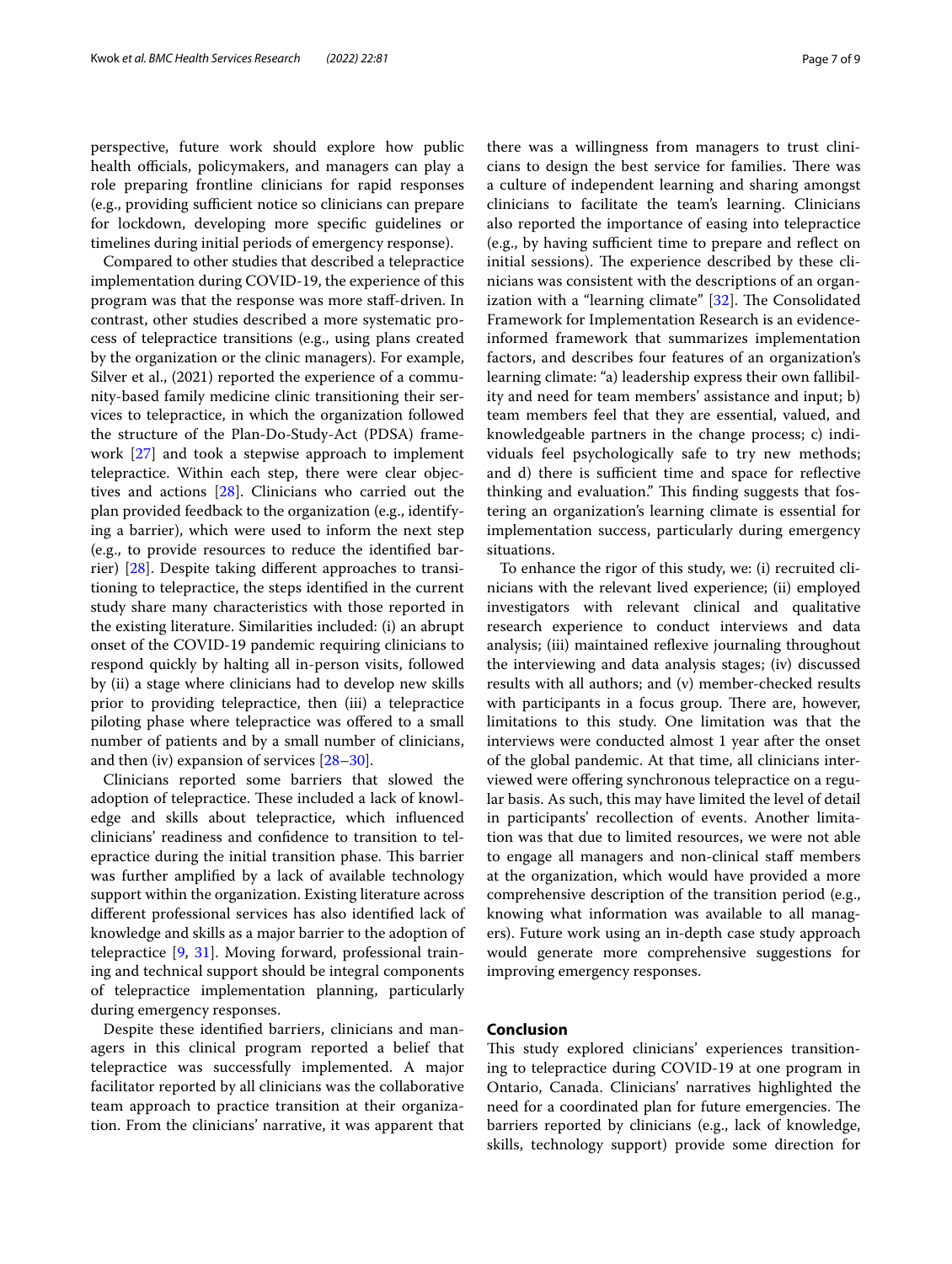perspective, future work should explore how public health officials, policymakers, and managers can play a role preparing frontline clinicians for rapid responses (e.g., providing sufficient notice so clinicians can prepare for lockdown, developing more specific guidelines or timelines during initial periods of emergency response).

Compared to other studies that described a telepractice implementation during COVID-19, the experience of this program was that the response was more staff-driven. In contrast, other studies described a more systematic process of telepractice transitions (e.g., using plans created by the organization or the clinic managers). For example, Silver et al., (2021) reported the experience of a community-based family medicine clinic transitioning their services to telepractice, in which the organization followed the structure of the Plan-Do-Study-Act (PDSA) framework [27] and took a stepwise approach to implement telepractice. Within each step, there were clear objectives and actions [28]. Clinicians who carried out the plan provided feedback to the organization (e.g., identifying a barrier), which were used to inform the next step (e.g., to provide resources to reduce the identified barrier) [28]. Despite taking different approaches to transitioning to telepractice, the steps identified in the current study share many characteristics with those reported in the existing literature. Similarities included: (i) an abrupt onset of the COVID-19 pandemic requiring clinicians to respond quickly by halting all in-person visits, followed by (ii) a stage where clinicians had to develop new skills prior to providing telepractice, then (iii) a telepractice piloting phase where telepractice was offered to a small number of patients and by a small number of clinicians, and then (iv) expansion of services [28–30].

Clinicians reported some barriers that slowed the adoption of telepractice. These included a lack of knowledge and skills about telepractice, which influenced clinicians' readiness and confidence to transition to telepractice during the initial transition phase. This barrier was further amplified by a lack of available technology support within the organization. Existing literature across different professional services has also identified lack of knowledge and skills as a major barrier to the adoption of telepractice [9, 31]. Moving forward, professional training and technical support should be integral components of telepractice implementation planning, particularly during emergency responses.

Despite these identified barriers, clinicians and managers in this clinical program reported a belief that telepractice was successfully implemented. A major facilitator reported by all clinicians was the collaborative team approach to practice transition at their organization. From the clinicians' narrative, it was apparent that there was a willingness from managers to trust clinicians to design the best service for families. There was a culture of independent learning and sharing amongst clinicians to facilitate the team's learning. Clinicians also reported the importance of easing into telepractice (e.g., by having sufficient time to prepare and reflect on initial sessions). The experience described by these clinicians was consistent with the descriptions of an organization with a "learning climate" [32]. The Consolidated Framework for Implementation Research is an evidence-informed framework that summarizes implementation factors, and describes four features of an organization's learning climate: "a) leadership express their own fallibility and need for team members' assistance and input; b) team members feel that they are essential, valued, and knowledgeable partners in the change process; c) individuals feel psychologically safe to try new methods; and d) there is sufficient time and space for reflective thinking and evaluation." This finding suggests that fostering an organization's learning climate is essential for implementation success, particularly during emergency situations.

To enhance the rigor of this study, we: (i) recruited clinicians with the relevant lived experience; (ii) employed investigators with relevant clinical and qualitative research experience to conduct interviews and data analysis; (iii) maintained reflexive journaling throughout the interviewing and data analysis stages; (iv) discussed results with all authors; and (v) member-checked results with participants in a focus group. There are, however, limitations to this study. One limitation was that the interviews were conducted almost 1 year after the onset of the global pandemic. At that time, all clinicians interviewed were offering synchronous telepractice on a regular basis. As such, this may have limited the level of detail in participants' recollection of events. Another limitation was that due to limited resources, we were not able to engage all managers and non-clinical staff members at the organization, which would have provided a more comprehensive description of the transition period (e.g., knowing what information was available to all managers). Future work using an in-depth case study approach would generate more comprehensive suggestions for improving emergency responses.

## Conclusion

This study explored clinicians' experiences transitioning to telepractice during COVID-19 at one program in Ontario, Canada. Clinicians' narratives highlighted the need for a coordinated plan for future emergencies. The barriers reported by clinicians (e.g., lack of knowledge, skills, technology support) provide some direction for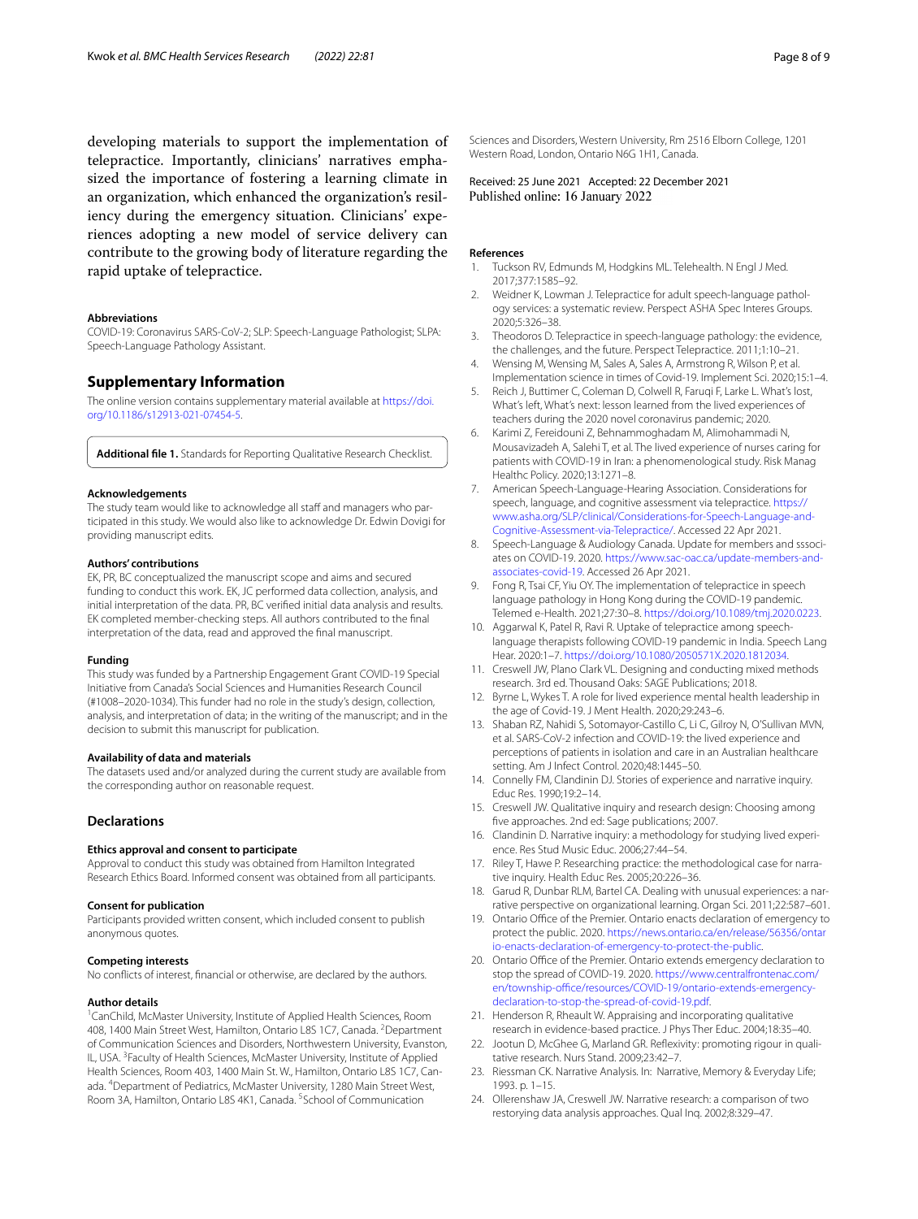developing materials to support the implementation of telepractice. Importantly, clinicians' narratives emphasized the importance of fostering a learning climate in an organization, which enhanced the organization's resiliency during the emergency situation. Clinicians' experiences adopting a new model of service delivery can contribute to the growing body of literature regarding the rapid uptake of telepractice.

### Abbreviations

COVID-19: Coronavirus SARS-CoV-2; SLP: Speech-Language Pathologist; SLPA: Speech-Language Pathology Assistant.

## Supplementary Information

The online version contains supplementary material available at https://doi.org/10.1186/s12913-021-07454-5.

**Additional file 1.** Standards for Reporting Qualitative Research Checklist.

### Acknowledgements

The study team would like to acknowledge all staff and managers who participated in this study. We would also like to acknowledge Dr. Edwin Dovigi for providing manuscript edits.

### Authors' contributions

EK, PR, BC conceptualized the manuscript scope and aims and secured funding to conduct this work. EK, JC performed data collection, analysis, and initial interpretation of the data. PR, BC verified initial data analysis and results. EK completed member-checking steps. All authors contributed to the final interpretation of the data, read and approved the final manuscript.

### Funding

This study was funded by a Partnership Engagement Grant COVID-19 Special Initiative from Canada's Social Sciences and Humanities Research Council (#1008–2020-1034). This funder had no role in the study's design, collection, analysis, and interpretation of data; in the writing of the manuscript; and in the decision to submit this manuscript for publication.

### Availability of data and materials

The datasets used and/or analyzed during the current study are available from the corresponding author on reasonable request.

## Declarations

### Ethics approval and consent to participate

Approval to conduct this study was obtained from Hamilton Integrated Research Ethics Board. Informed consent was obtained from all participants.

### Consent for publication

Participants provided written consent, which included consent to publish anonymous quotes.

### Competing interests

No conflicts of interest, financial or otherwise, are declared by the authors.

### Author details

[1]CanChild, McMaster University, Institute of Applied Health Sciences, Room 408, 1400 Main Street West, Hamilton, Ontario L8S 1C7, Canada. [2]Department of Communication Sciences and Disorders, Northwestern University, Evanston, IL, USA. [3]Faculty of Health Sciences, McMaster University, Institute of Applied Health Sciences, Room 403, 1400 Main St. W., Hamilton, Ontario L8S 1C7, Canada. [4]Department of Pediatrics, McMaster University, 1280 Main Street West, Room 3A, Hamilton, Ontario L8S 4K1, Canada. [5]School of Communication Sciences and Disorders, Western University, Rm 2516 Elborn College, 1201 Western Road, London, Ontario N6G 1H1, Canada.

Received: 25 June 2021 Accepted: 22 December 2021
Published online: 16 January 2022

### References

1. Tuckson RV, Edmunds M, Hodgkins ML. Telehealth. N Engl J Med. 2017;377:1585–92.
2. Weidner K, Lowman J. Telepractice for adult speech-language pathology services: a systematic review. Perspect ASHA Spec Interes Groups. 2020;5:326–38.
3. Theodoros D. Telepractice in speech-language pathology: the evidence, the challenges, and the future. Perspect Telepractice. 2011;1:10–21.
4. Wensing M, Wensing M, Sales A, Sales A, Armstrong R, Wilson P, et al. Implementation science in times of Covid-19. Implement Sci. 2020;15:1–4.
5. Reich J, Buttimer C, Coleman D, Colwell R, Faruqi F, Larke L. What's lost, What's left, What's next: lesson learned from the lived experiences of teachers during the 2020 novel coronavirus pandemic; 2020.
6. Karimi Z, Fereidouni Z, Behnammoghadam M, Alimohammadi N, Mousavizadeh A, Salehi T, et al. The lived experience of nurses caring for patients with COVID-19 in Iran: a phenomenological study. Risk Manag Healthc Policy. 2020;13:1271–8.
7. American Speech-Language-Hearing Association. Considerations for speech, language, and cognitive assessment via telepractice. https://www.asha.org/SLP/clinical/Considerations-for-Speech-Language-and-Cognitive-Assessment-via-Telepractice/. Accessed 22 Apr 2021.
8. Speech-Language & Audiology Canada. Update for members and sssociates on COVID-19. 2020. https://www.sac-oac.ca/update-members-and-associates-covid-19. Accessed 26 Apr 2021.
9. Fong R, Tsai CF, Yiu OY. The implementation of telepractice in speech language pathology in Hong Kong during the COVID-19 pandemic. Telemed e-Health. 2021;27:30–8. https://doi.org/10.1089/tmj.2020.0223.
10. Aggarwal K, Patel R, Ravi R. Uptake of telepractice among speech-language therapists following COVID-19 pandemic in India. Speech Lang Hear. 2020:1–7. https://doi.org/10.1080/2050571X.2020.1812034.
11. Creswell JW, Plano Clark VL. Designing and conducting mixed methods research. 3rd ed. Thousand Oaks: SAGE Publications; 2018.
12. Byrne L, Wykes T. A role for lived experience mental health leadership in the age of Covid-19. J Ment Health. 2020;29:243–6.
13. Shaban RZ, Nahidi S, Sotomayor-Castillo C, Li C, Gilroy N, O'Sullivan MVN, et al. SARS-CoV-2 infection and COVID-19: the lived experience and perceptions of patients in isolation and care in an Australian healthcare setting. Am J Infect Control. 2020;48:1445–50.
14. Connelly FM, Clandinin DJ. Stories of experience and narrative inquiry. Educ Res. 1990;19:2–14.
15. Creswell JW. Qualitative inquiry and research design: Choosing among five approaches. 2nd ed: Sage publications; 2007.
16. Clandinin D. Narrative inquiry: a methodology for studying lived experience. Res Stud Music Educ. 2006;27:44–54.
17. Riley T, Hawe P. Researching practice: the methodological case for narrative inquiry. Health Educ Res. 2005;20:226–36.
18. Garud R, Dunbar RLM, Bartel CA. Dealing with unusual experiences: a narrative perspective on organizational learning. Organ Sci. 2011;22:587–601.
19. Ontario Office of the Premier. Ontario enacts declaration of emergency to protect the public. 2020. https://news.ontario.ca/en/release/56356/ontario-enacts-declaration-of-emergency-to-protect-the-public.
20. Ontario Office of the Premier. Ontario extends emergency declaration to stop the spread of COVID-19. 2020. https://www.centralfrontenac.com/en/township-office/resources/COVID-19/ontario-extends-emergency-declaration-to-stop-the-spread-of-covid-19.pdf.
21. Henderson R, Rheault W. Appraising and incorporating qualitative research in evidence-based practice. J Phys Ther Educ. 2004;18:35–40.
22. Jootun D, McGhee G, Marland GR. Reflexivity: promoting rigour in qualitative research. Nurs Stand. 2009;23:42–7.
23. Riessman CK. Narrative Analysis. In: Narrative, Memory & Everyday Life; 1993. p. 1–15.
24. Ollerenshaw JA, Creswell JW. Narrative research: a comparison of two restorying data analysis approaches. Qual Inq. 2002;8:329–47.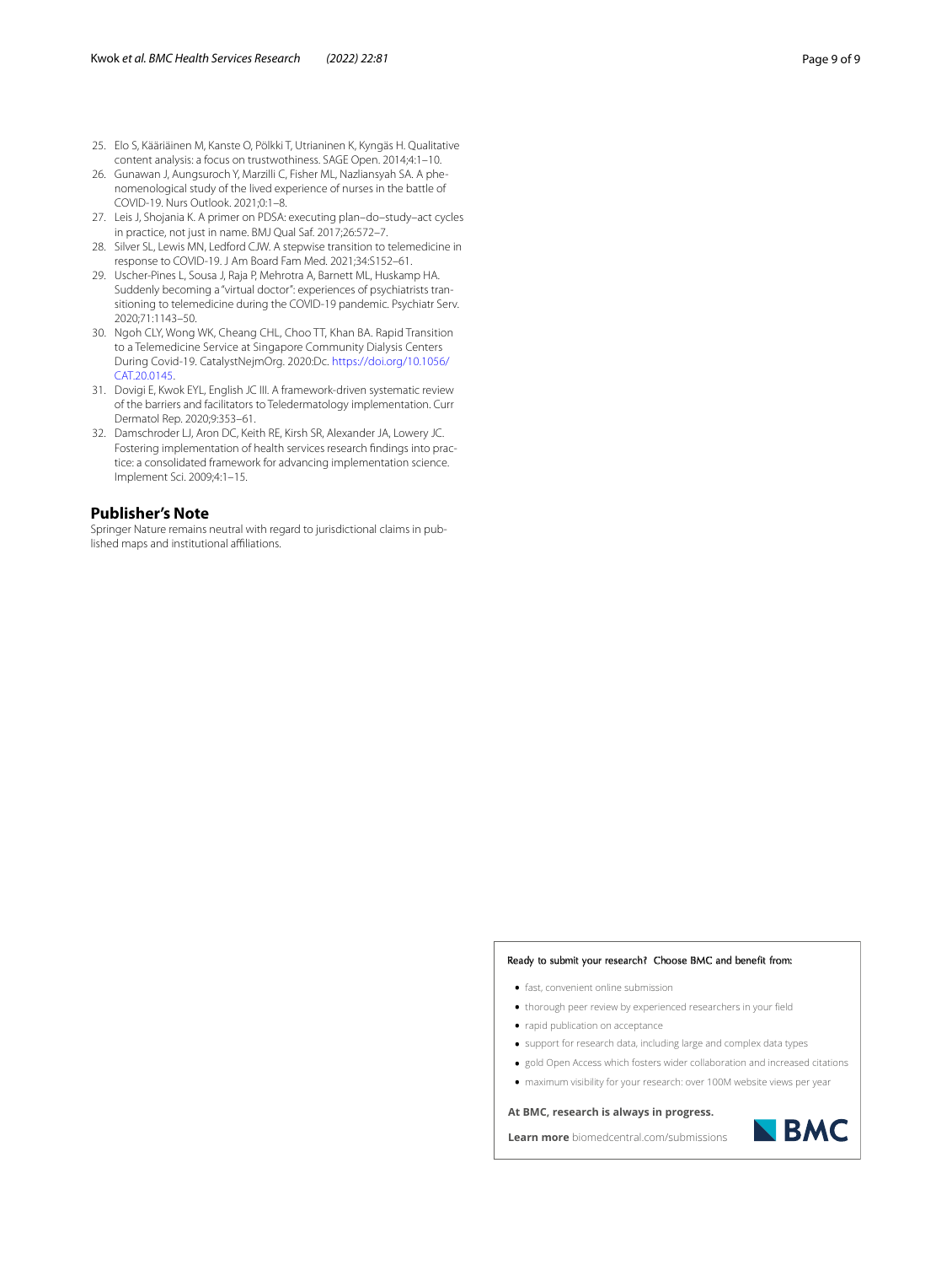25. Elo S, Kääriäinen M, Kanste O, Pölkki T, Utrianinen K, Kyngäs H. Qualitative content analysis: a focus on trustwothiness. SAGE Open. 2014;4:1–10.
26. Gunawan J, Aungsuroch Y, Marzilli C, Fisher ML, Nazliansyah SA. A phenomenological study of the lived experience of nurses in the battle of COVID-19. Nurs Outlook. 2021;0:1–8.
27. Leis J, Shojania K. A primer on PDSA: executing plan–do–study–act cycles in practice, not just in name. BMJ Qual Saf. 2017;26:572–7.
28. Silver SL, Lewis MN, Ledford CJW. A stepwise transition to telemedicine in response to COVID-19. J Am Board Fam Med. 2021;34:S152–61.
29. Uscher-Pines L, Sousa J, Raja P, Mehrotra A, Barnett ML, Huskamp HA. Suddenly becoming a "virtual doctor": experiences of psychiatrists transitioning to telemedicine during the COVID-19 pandemic. Psychiatr Serv. 2020;71:1143–50.
30. Ngoh CLY, Wong WK, Cheang CHL, Choo TT, Khan BA. Rapid Transition to a Telemedicine Service at Singapore Community Dialysis Centers During Covid-19. CatalystNejmOrg. 2020:Dc. https://doi.org/10.1056/CAT.20.0145.
31. Dovigi E, Kwok EYL, English JC III. A framework-driven systematic review of the barriers and facilitators to Teledermatology implementation. Curr Dermatol Rep. 2020;9:353–61.
32. Damschroder LJ, Aron DC, Keith RE, Kirsh SR, Alexander JA, Lowery JC. Fostering implementation of health services research findings into practice: a consolidated framework for advancing implementation science. Implement Sci. 2009;4:1–15.

## Publisher's Note

Springer Nature remains neutral with regard to jurisdictional claims in published maps and institutional affiliations.

Ready to submit your research? Choose BMC and benefit from:

- fast, convenient online submission
- thorough peer review by experienced researchers in your field
- rapid publication on acceptance
- support for research data, including large and complex data types
- gold Open Access which fosters wider collaboration and increased citations
- maximum visibility for your research: over 100M website views per year

**At BMC, research is always in progress.**

**Learn more** biomedcentral.com/submissions

BMC